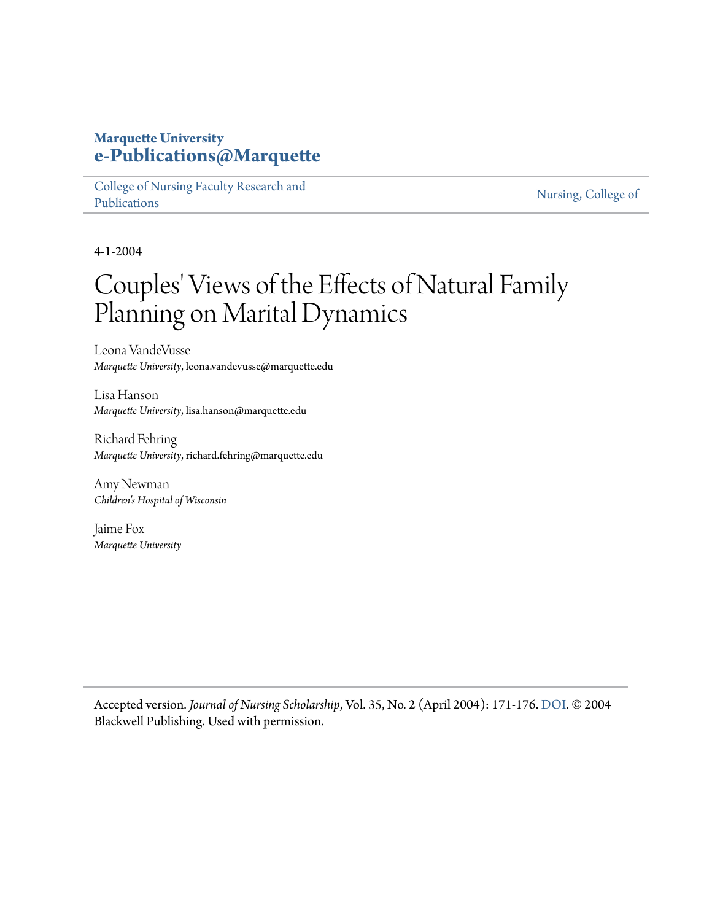**Marquette University**
**e-Publications@Marquette**

College of Nursing Faculty Research and Publications | Nursing, College of

4-1-2004

# Couples' Views of the Effects of Natural Family Planning on Marital Dynamics

Leona VandeVusse
*Marquette University*, leona.vandevusse@marquette.edu

Lisa Hanson
*Marquette University*, lisa.hanson@marquette.edu

Richard Fehring
*Marquette University*, richard.fehring@marquette.edu

Amy Newman
*Children's Hospital of Wisconsin*

Jaime Fox
*Marquette University*

Accepted version. *Journal of Nursing Scholarship*, Vol. 35, No. 2 (April 2004): 171-176. DOI. © 2004 Blackwell Publishing. Used with permission.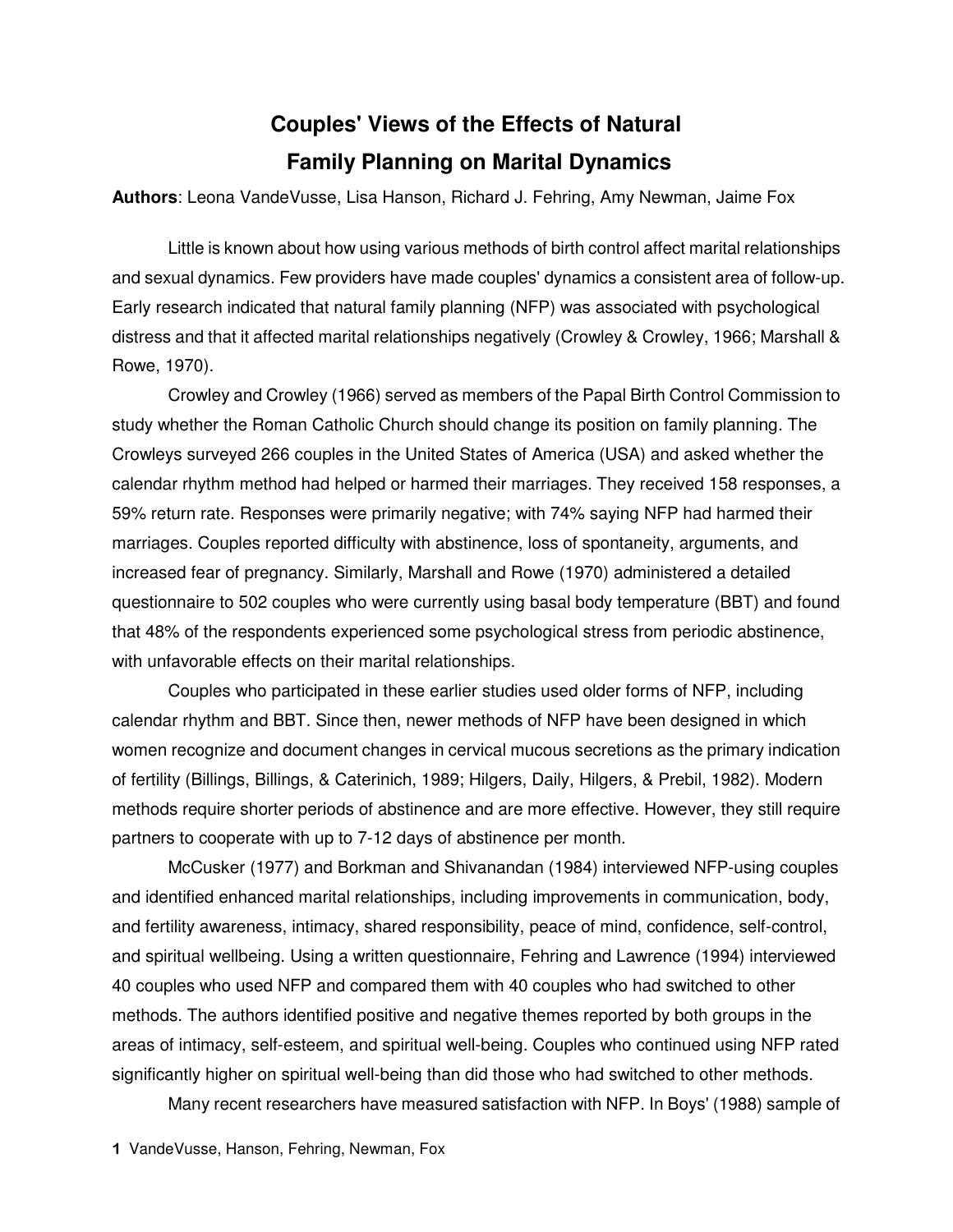# Couples' Views of the Effects of Natural Family Planning on Marital Dynamics

**Authors**: Leona VandeVusse, Lisa Hanson, Richard J. Fehring, Amy Newman, Jaime Fox

Little is known about how using various methods of birth control affect marital relationships and sexual dynamics. Few providers have made couples' dynamics a consistent area of follow-up. Early research indicated that natural family planning (NFP) was associated with psychological distress and that it affected marital relationships negatively (Crowley & Crowley, 1966; Marshall & Rowe, 1970).

Crowley and Crowley (1966) served as members of the Papal Birth Control Commission to study whether the Roman Catholic Church should change its position on family planning. The Crowleys surveyed 266 couples in the United States of America (USA) and asked whether the calendar rhythm method had helped or harmed their marriages. They received 158 responses, a 59% return rate. Responses were primarily negative; with 74% saying NFP had harmed their marriages. Couples reported difficulty with abstinence, loss of spontaneity, arguments, and increased fear of pregnancy. Similarly, Marshall and Rowe (1970) administered a detailed questionnaire to 502 couples who were currently using basal body temperature (BBT) and found that 48% of the respondents experienced some psychological stress from periodic abstinence, with unfavorable effects on their marital relationships.

Couples who participated in these earlier studies used older forms of NFP, including calendar rhythm and BBT. Since then, newer methods of NFP have been designed in which women recognize and document changes in cervical mucous secretions as the primary indication of fertility (Billings, Billings, & Caterinich, 1989; Hilgers, Daily, Hilgers, & Prebil, 1982). Modern methods require shorter periods of abstinence and are more effective. However, they still require partners to cooperate with up to 7-12 days of abstinence per month.

McCusker (1977) and Borkman and Shivanandan (1984) interviewed NFP-using couples and identified enhanced marital relationships, including improvements in communication, body, and fertility awareness, intimacy, shared responsibility, peace of mind, confidence, self-control, and spiritual wellbeing. Using a written questionnaire, Fehring and Lawrence (1994) interviewed 40 couples who used NFP and compared them with 40 couples who had switched to other methods. The authors identified positive and negative themes reported by both groups in the areas of intimacy, self-esteem, and spiritual well-being. Couples who continued using NFP rated significantly higher on spiritual well-being than did those who had switched to other methods.

Many recent researchers have measured satisfaction with NFP. In Boys' (1988) sample of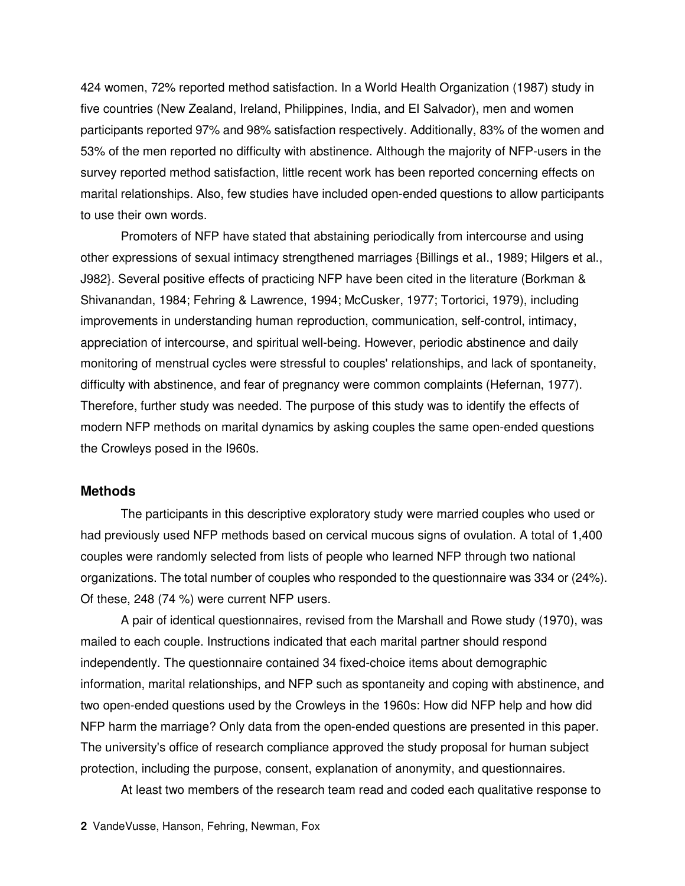424 women, 72% reported method satisfaction. In a World Health Organization (1987) study in five countries (New Zealand, Ireland, Philippines, India, and El Salvador), men and women participants reported 97% and 98% satisfaction respectively. Additionally, 83% of the women and 53% of the men reported no difficulty with abstinence. Although the majority of NFP-users in the survey reported method satisfaction, little recent work has been reported concerning effects on marital relationships. Also, few studies have included open-ended questions to allow participants to use their own words.

Promoters of NFP have stated that abstaining periodically from intercourse and using other expressions of sexual intimacy strengthened marriages {Billings et al., 1989; Hilgers et al., J982}. Several positive effects of practicing NFP have been cited in the literature (Borkman & Shivanandan, 1984; Fehring & Lawrence, 1994; McCusker, 1977; Tortorici, 1979), including improvements in understanding human reproduction, communication, self-control, intimacy, appreciation of intercourse, and spiritual well-being. However, periodic abstinence and daily monitoring of menstrual cycles were stressful to couples' relationships, and lack of spontaneity, difficulty with abstinence, and fear of pregnancy were common complaints (Hefernan, 1977). Therefore, further study was needed. The purpose of this study was to identify the effects of modern NFP methods on marital dynamics by asking couples the same open-ended questions the Crowleys posed in the I960s.

## Methods

The participants in this descriptive exploratory study were married couples who used or had previously used NFP methods based on cervical mucous signs of ovulation. A total of 1,400 couples were randomly selected from lists of people who learned NFP through two national organizations. The total number of couples who responded to the questionnaire was 334 or (24%). Of these, 248 (74 %) were current NFP users.

A pair of identical questionnaires, revised from the Marshall and Rowe study (1970), was mailed to each couple. Instructions indicated that each marital partner should respond independently. The questionnaire contained 34 fixed-choice items about demographic information, marital relationships, and NFP such as spontaneity and coping with abstinence, and two open-ended questions used by the Crowleys in the 1960s: How did NFP help and how did NFP harm the marriage? Only data from the open-ended questions are presented in this paper. The university's office of research compliance approved the study proposal for human subject protection, including the purpose, consent, explanation of anonymity, and questionnaires.

At least two members of the research team read and coded each qualitative response to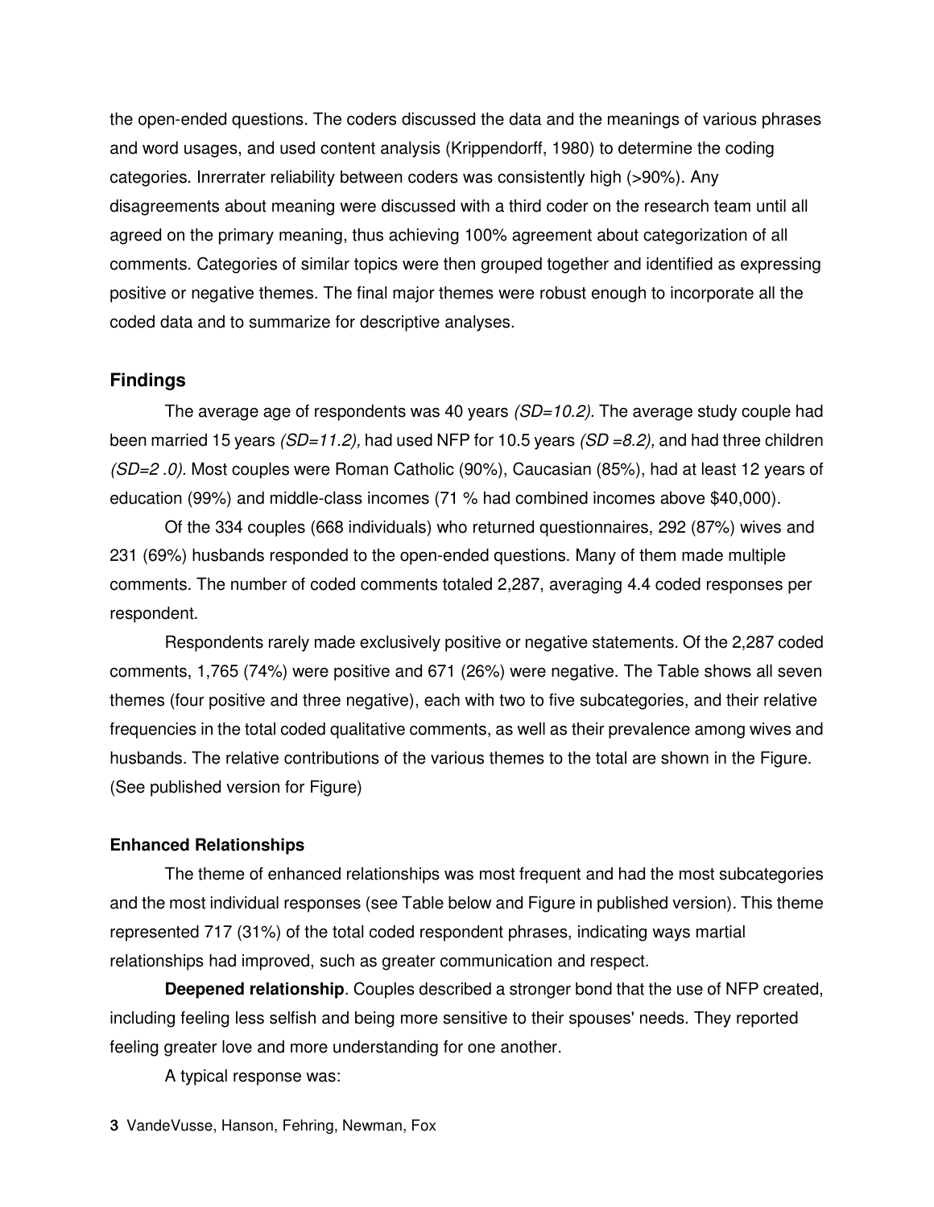the open-ended questions. The coders discussed the data and the meanings of various phrases and word usages, and used content analysis (Krippendorff, 1980) to determine the coding categories. Inrerrater reliability between coders was consistently high (>90%). Any disagreements about meaning were discussed with a third coder on the research team until all agreed on the primary meaning, thus achieving 100% agreement about categorization of all comments. Categories of similar topics were then grouped together and identified as expressing positive or negative themes. The final major themes were robust enough to incorporate all the coded data and to summarize for descriptive analyses.

## Findings

The average age of respondents was 40 years *(SD=10.2).* The average study couple had been married 15 years *(SD=11.2),* had used NFP for 10.5 years *(SD =8.2),* and had three children *(SD=2 .0).* Most couples were Roman Catholic (90%), Caucasian (85%), had at least 12 years of education (99%) and middle-class incomes (71 % had combined incomes above $40,000).

Of the 334 couples (668 individuals) who returned questionnaires, 292 (87%) wives and 231 (69%) husbands responded to the open-ended questions. Many of them made multiple comments. The number of coded comments totaled 2,287, averaging 4.4 coded responses per respondent.

Respondents rarely made exclusively positive or negative statements. Of the 2,287 coded comments, 1,765 (74%) were positive and 671 (26%) were negative. The Table shows all seven themes (four positive and three negative), each with two to five subcategories, and their relative frequencies in the total coded qualitative comments, as well as their prevalence among wives and husbands. The relative contributions of the various themes to the total are shown in the Figure. (See published version for Figure)

### Enhanced Relationships

The theme of enhanced relationships was most frequent and had the most subcategories and the most individual responses (see Table below and Figure in published version). This theme represented 717 (31%) of the total coded respondent phrases, indicating ways martial relationships had improved, such as greater communication and respect.

**Deepened relationship**. Couples described a stronger bond that the use of NFP created, including feeling less selfish and being more sensitive to their spouses' needs. They reported feeling greater love and more understanding for one another.

A typical response was: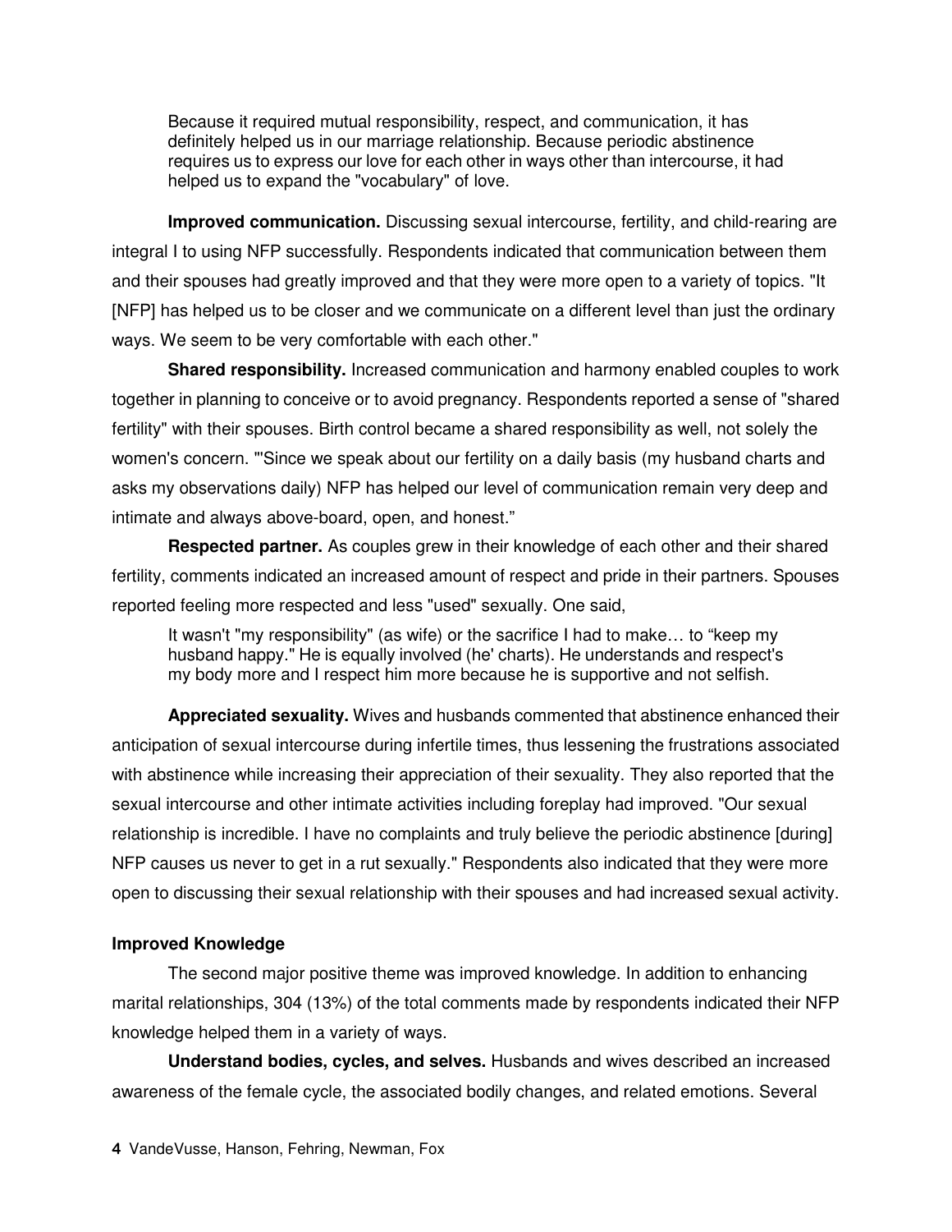> Because it required mutual responsibility, respect, and communication, it has definitely helped us in our marriage relationship. Because periodic abstinence requires us to express our love for each other in ways other than intercourse, it had helped us to expand the "vocabulary" of love.

**Improved communication.** Discussing sexual intercourse, fertility, and child-rearing are integral I to using NFP successfully. Respondents indicated that communication between them and their spouses had greatly improved and that they were more open to a variety of topics. "It [NFP] has helped us to be closer and we communicate on a different level than just the ordinary ways. We seem to be very comfortable with each other."

**Shared responsibility.** Increased communication and harmony enabled couples to work together in planning to conceive or to avoid pregnancy. Respondents reported a sense of "shared fertility" with their spouses. Birth control became a shared responsibility as well, not solely the women's concern. "'Since we speak about our fertility on a daily basis (my husband charts and asks my observations daily) NFP has helped our level of communication remain very deep and intimate and always above-board, open, and honest."

**Respected partner.** As couples grew in their knowledge of each other and their shared fertility, comments indicated an increased amount of respect and pride in their partners. Spouses reported feeling more respected and less "used" sexually. One said,

> It wasn't "my responsibility" (as wife) or the sacrifice I had to make… to "keep my husband happy." He is equally involved (he' charts). He understands and respect's my body more and I respect him more because he is supportive and not selfish.

**Appreciated sexuality.** Wives and husbands commented that abstinence enhanced their anticipation of sexual intercourse during infertile times, thus lessening the frustrations associated with abstinence while increasing their appreciation of their sexuality. They also reported that the sexual intercourse and other intimate activities including foreplay had improved. "Our sexual relationship is incredible. I have no complaints and truly believe the periodic abstinence [during] NFP causes us never to get in a rut sexually." Respondents also indicated that they were more open to discussing their sexual relationship with their spouses and had increased sexual activity.

### Improved Knowledge

The second major positive theme was improved knowledge. In addition to enhancing marital relationships, 304 (13%) of the total comments made by respondents indicated their NFP knowledge helped them in a variety of ways.

**Understand bodies, cycles, and selves.** Husbands and wives described an increased awareness of the female cycle, the associated bodily changes, and related emotions. Several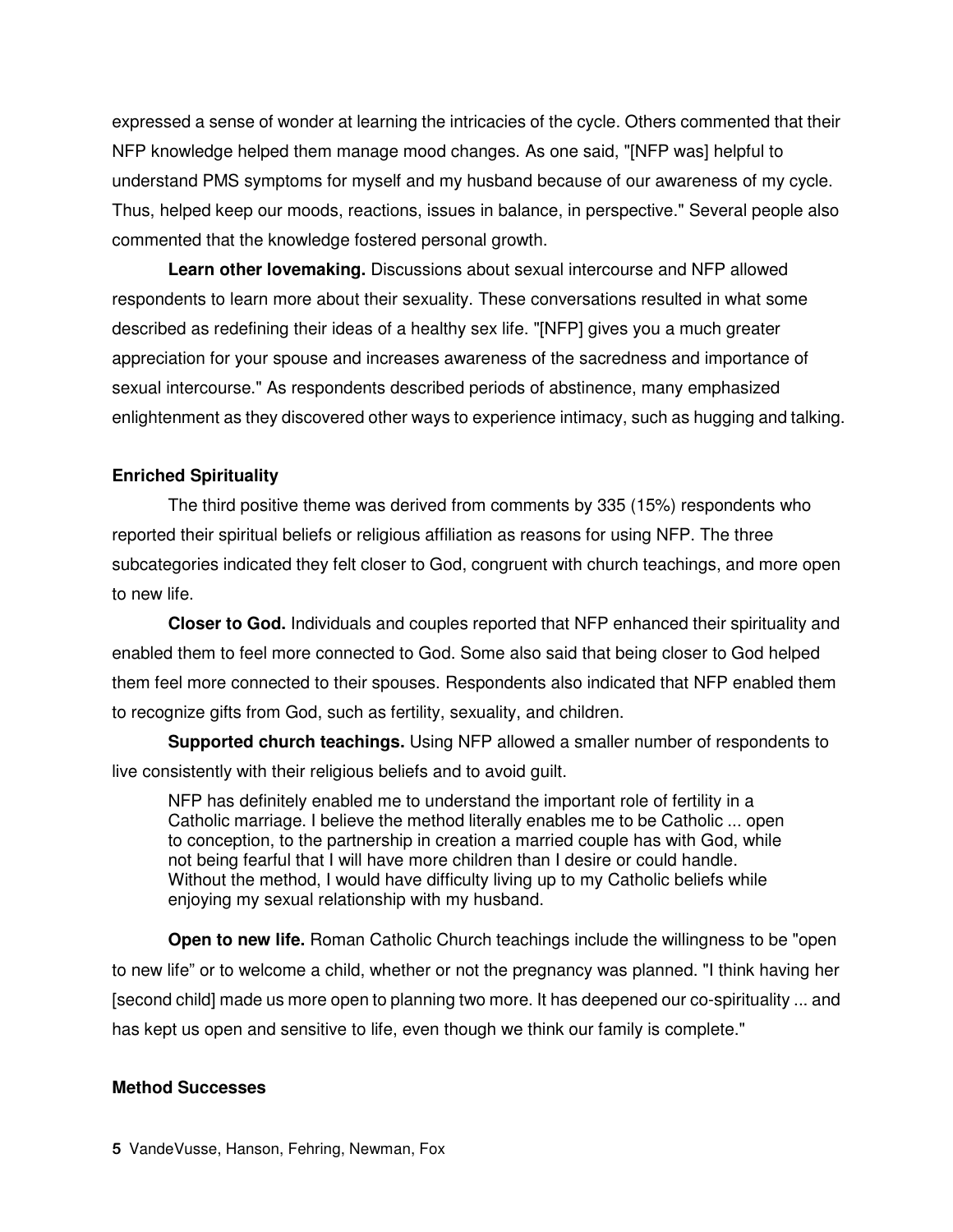expressed a sense of wonder at learning the intricacies of the cycle. Others commented that their NFP knowledge helped them manage mood changes. As one said, "[NFP was] helpful to understand PMS symptoms for myself and my husband because of our awareness of my cycle. Thus, helped keep our moods, reactions, issues in balance, in perspective." Several people also commented that the knowledge fostered personal growth.

**Learn other lovemaking.** Discussions about sexual intercourse and NFP allowed respondents to learn more about their sexuality. These conversations resulted in what some described as redefining their ideas of a healthy sex life. "[NFP] gives you a much greater appreciation for your spouse and increases awareness of the sacredness and importance of sexual intercourse." As respondents described periods of abstinence, many emphasized enlightenment as they discovered other ways to experience intimacy, such as hugging and talking.

**Enriched Spirituality**

The third positive theme was derived from comments by 335 (15%) respondents who reported their spiritual beliefs or religious affiliation as reasons for using NFP. The three subcategories indicated they felt closer to God, congruent with church teachings, and more open to new life.

**Closer to God.** Individuals and couples reported that NFP enhanced their spirituality and enabled them to feel more connected to God. Some also said that being closer to God helped them feel more connected to their spouses. Respondents also indicated that NFP enabled them to recognize gifts from God, such as fertility, sexuality, and children.

**Supported church teachings.** Using NFP allowed a smaller number of respondents to live consistently with their religious beliefs and to avoid guilt.

> NFP has definitely enabled me to understand the important role of fertility in a Catholic marriage. I believe the method literally enables me to be Catholic ... open to conception, to the partnership in creation a married couple has with God, while not being fearful that I will have more children than I desire or could handle. Without the method, I would have difficulty living up to my Catholic beliefs while enjoying my sexual relationship with my husband.

**Open to new life.** Roman Catholic Church teachings include the willingness to be "open to new life" or to welcome a child, whether or not the pregnancy was planned. "I think having her [second child] made us more open to planning two more. It has deepened our co-spirituality ... and has kept us open and sensitive to life, even though we think our family is complete."

**Method Successes**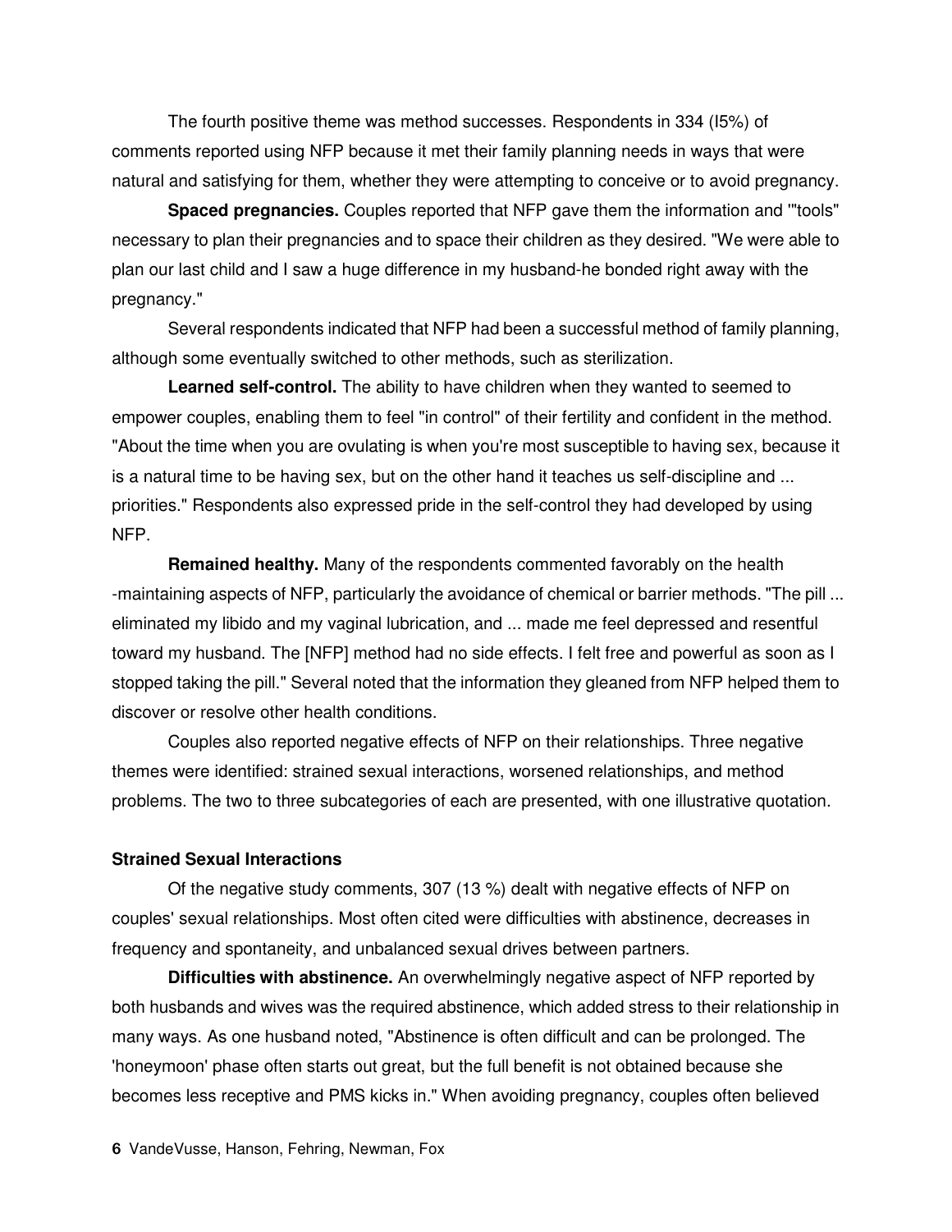The fourth positive theme was method successes. Respondents in 334 (I5%) of comments reported using NFP because it met their family planning needs in ways that were natural and satisfying for them, whether they were attempting to conceive or to avoid pregnancy.

**Spaced pregnancies.** Couples reported that NFP gave them the information and '"tools" necessary to plan their pregnancies and to space their children as they desired. "We were able to plan our last child and I saw a huge difference in my husband-he bonded right away with the pregnancy."

Several respondents indicated that NFP had been a successful method of family planning, although some eventually switched to other methods, such as sterilization.

**Learned self-control.** The ability to have children when they wanted to seemed to empower couples, enabling them to feel "in control" of their fertility and confident in the method. "About the time when you are ovulating is when you're most susceptible to having sex, because it is a natural time to be having sex, but on the other hand it teaches us self-discipline and ... priorities." Respondents also expressed pride in the self-control they had developed by using NFP.

**Remained healthy.** Many of the respondents commented favorably on the health -maintaining aspects of NFP, particularly the avoidance of chemical or barrier methods. "The pill ... eliminated my libido and my vaginal lubrication, and ... made me feel depressed and resentful toward my husband. The [NFP] method had no side effects. I felt free and powerful as soon as I stopped taking the pill." Several noted that the information they gleaned from NFP helped them to discover or resolve other health conditions.

Couples also reported negative effects of NFP on their relationships. Three negative themes were identified: strained sexual interactions, worsened relationships, and method problems. The two to three subcategories of each are presented, with one illustrative quotation.

### Strained Sexual Interactions

Of the negative study comments, 307 (13 %) dealt with negative effects of NFP on couples' sexual relationships. Most often cited were difficulties with abstinence, decreases in frequency and spontaneity, and unbalanced sexual drives between partners.

**Difficulties with abstinence.** An overwhelmingly negative aspect of NFP reported by both husbands and wives was the required abstinence, which added stress to their relationship in many ways. As one husband noted, "Abstinence is often difficult and can be prolonged. The 'honeymoon' phase often starts out great, but the full benefit is not obtained because she becomes less receptive and PMS kicks in." When avoiding pregnancy, couples often believed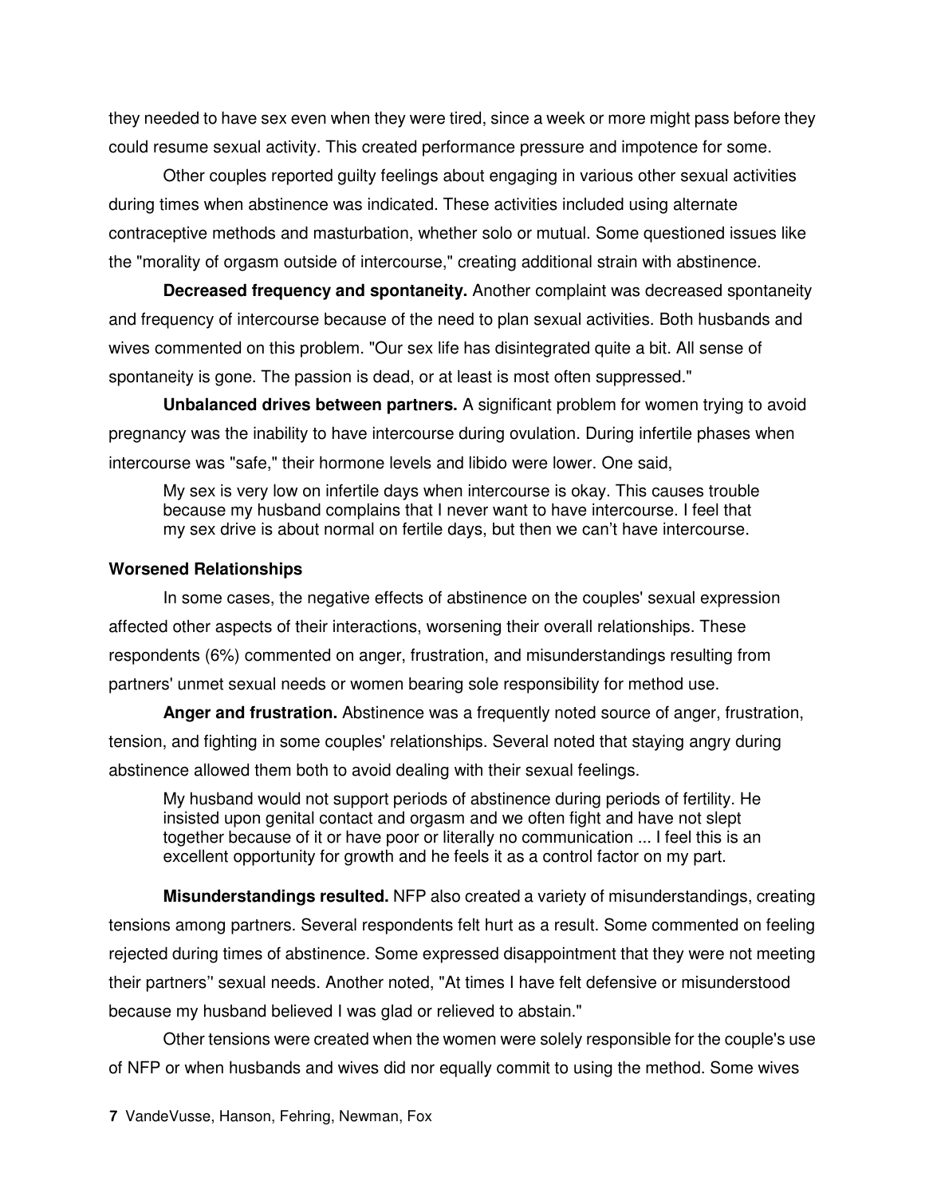they needed to have sex even when they were tired, since a week or more might pass before they could resume sexual activity. This created performance pressure and impotence for some.

Other couples reported guilty feelings about engaging in various other sexual activities during times when abstinence was indicated. These activities included using alternate contraceptive methods and masturbation, whether solo or mutual. Some questioned issues like the "morality of orgasm outside of intercourse," creating additional strain with abstinence.

**Decreased frequency and spontaneity.** Another complaint was decreased spontaneity and frequency of intercourse because of the need to plan sexual activities. Both husbands and wives commented on this problem. "Our sex life has disintegrated quite a bit. All sense of spontaneity is gone. The passion is dead, or at least is most often suppressed."

**Unbalanced drives between partners.** A significant problem for women trying to avoid pregnancy was the inability to have intercourse during ovulation. During infertile phases when intercourse was "safe," their hormone levels and libido were lower. One said,

> My sex is very low on infertile days when intercourse is okay. This causes trouble because my husband complains that I never want to have intercourse. I feel that my sex drive is about normal on fertile days, but then we can't have intercourse.

### Worsened Relationships

In some cases, the negative effects of abstinence on the couples' sexual expression affected other aspects of their interactions, worsening their overall relationships. These respondents (6%) commented on anger, frustration, and misunderstandings resulting from partners' unmet sexual needs or women bearing sole responsibility for method use.

**Anger and frustration.** Abstinence was a frequently noted source of anger, frustration, tension, and fighting in some couples' relationships. Several noted that staying angry during abstinence allowed them both to avoid dealing with their sexual feelings.

> My husband would not support periods of abstinence during periods of fertility. He insisted upon genital contact and orgasm and we often fight and have not slept together because of it or have poor or literally no communication ... I feel this is an excellent opportunity for growth and he feels it as a control factor on my part.

**Misunderstandings resulted.** NFP also created a variety of misunderstandings, creating tensions among partners. Several respondents felt hurt as a result. Some commented on feeling rejected during times of abstinence. Some expressed disappointment that they were not meeting their partners'' sexual needs. Another noted, "At times I have felt defensive or misunderstood because my husband believed I was glad or relieved to abstain."

Other tensions were created when the women were solely responsible for the couple's use of NFP or when husbands and wives did nor equally commit to using the method. Some wives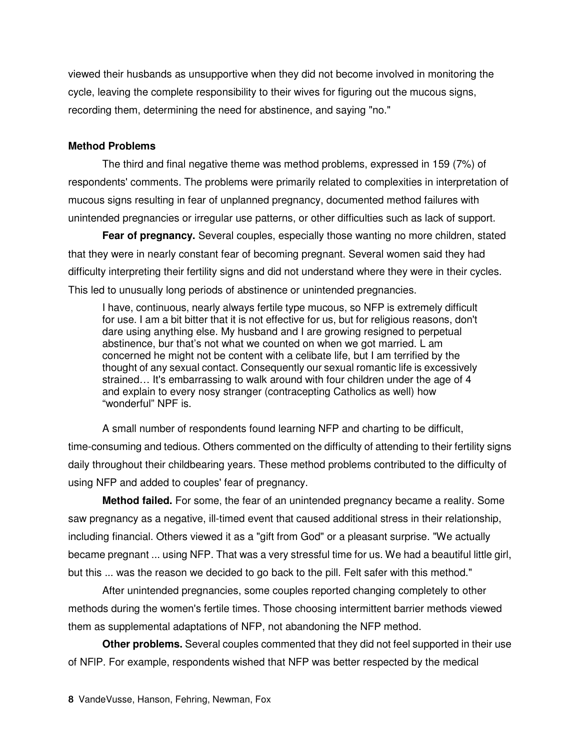viewed their husbands as unsupportive when they did not become involved in monitoring the cycle, leaving the complete responsibility to their wives for figuring out the mucous signs, recording them, determining the need for abstinence, and saying "no."

### Method Problems

The third and final negative theme was method problems, expressed in 159 (7%) of respondents' comments. The problems were primarily related to complexities in interpretation of mucous signs resulting in fear of unplanned pregnancy, documented method failures with unintended pregnancies or irregular use patterns, or other difficulties such as lack of support.

**Fear of pregnancy.** Several couples, especially those wanting no more children, stated that they were in nearly constant fear of becoming pregnant. Several women said they had difficulty interpreting their fertility signs and did not understand where they were in their cycles. This led to unusually long periods of abstinence or unintended pregnancies.

> I have, continuous, nearly always fertile type mucous, so NFP is extremely difficult for use. I am a bit bitter that it is not effective for us, but for religious reasons, don't dare using anything else. My husband and I are growing resigned to perpetual abstinence, bur that's not what we counted on when we got married. L am concerned he might not be content with a celibate life, but I am terrified by the thought of any sexual contact. Consequently our sexual romantic life is excessively strained… It's embarrassing to walk around with four children under the age of 4 and explain to every nosy stranger (contracepting Catholics as well) how "wonderful" NPF is.

A small number of respondents found learning NFP and charting to be difficult, time-consuming and tedious. Others commented on the difficulty of attending to their fertility signs daily throughout their childbearing years. These method problems contributed to the difficulty of using NFP and added to couples' fear of pregnancy.

**Method failed.** For some, the fear of an unintended pregnancy became a reality. Some saw pregnancy as a negative, ill-timed event that caused additional stress in their relationship, including financial. Others viewed it as a "gift from God" or a pleasant surprise. "We actually became pregnant ... using NFP. That was a very stressful time for us. We had a beautiful little girl, but this ... was the reason we decided to go back to the pill. Felt safer with this method."

After unintended pregnancies, some couples reported changing completely to other methods during the women's fertile times. Those choosing intermittent barrier methods viewed them as supplemental adaptations of NFP, not abandoning the NFP method.

**Other problems.** Several couples commented that they did not feel supported in their use of NFlP. For example, respondents wished that NFP was better respected by the medical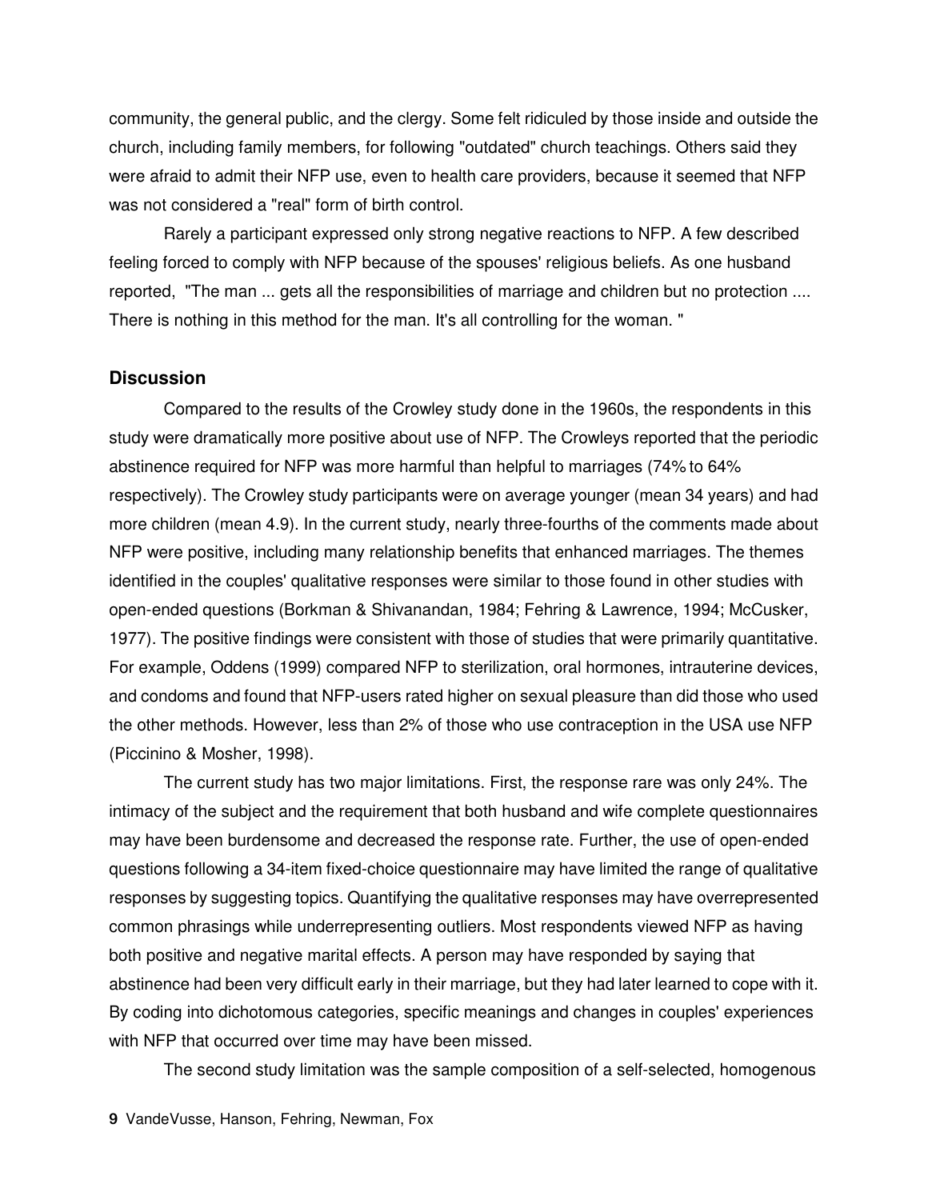community, the general public, and the clergy. Some felt ridiculed by those inside and outside the church, including family members, for following "outdated" church teachings. Others said they were afraid to admit their NFP use, even to health care providers, because it seemed that NFP was not considered a "real" form of birth control.

Rarely a participant expressed only strong negative reactions to NFP. A few described feeling forced to comply with NFP because of the spouses' religious beliefs. As one husband reported, "The man ... gets all the responsibilities of marriage and children but no protection .... There is nothing in this method for the man. It's all controlling for the woman. "

## Discussion

Compared to the results of the Crowley study done in the 1960s, the respondents in this study were dramatically more positive about use of NFP. The Crowleys reported that the periodic abstinence required for NFP was more harmful than helpful to marriages (74% to 64% respectively). The Crowley study participants were on average younger (mean 34 years) and had more children (mean 4.9). In the current study, nearly three-fourths of the comments made about NFP were positive, including many relationship benefits that enhanced marriages. The themes identified in the couples' qualitative responses were similar to those found in other studies with open-ended questions (Borkman & Shivanandan, 1984; Fehring & Lawrence, 1994; McCusker, 1977). The positive findings were consistent with those of studies that were primarily quantitative. For example, Oddens (1999) compared NFP to sterilization, oral hormones, intrauterine devices, and condoms and found that NFP-users rated higher on sexual pleasure than did those who used the other methods. However, less than 2% of those who use contraception in the USA use NFP (Piccinino & Mosher, 1998).

The current study has two major limitations. First, the response rare was only 24%. The intimacy of the subject and the requirement that both husband and wife complete questionnaires may have been burdensome and decreased the response rate. Further, the use of open-ended questions following a 34-item fixed-choice questionnaire may have limited the range of qualitative responses by suggesting topics. Quantifying the qualitative responses may have overrepresented common phrasings while underrepresenting outliers. Most respondents viewed NFP as having both positive and negative marital effects. A person may have responded by saying that abstinence had been very difficult early in their marriage, but they had later learned to cope with it. By coding into dichotomous categories, specific meanings and changes in couples' experiences with NFP that occurred over time may have been missed.

The second study limitation was the sample composition of a self-selected, homogenous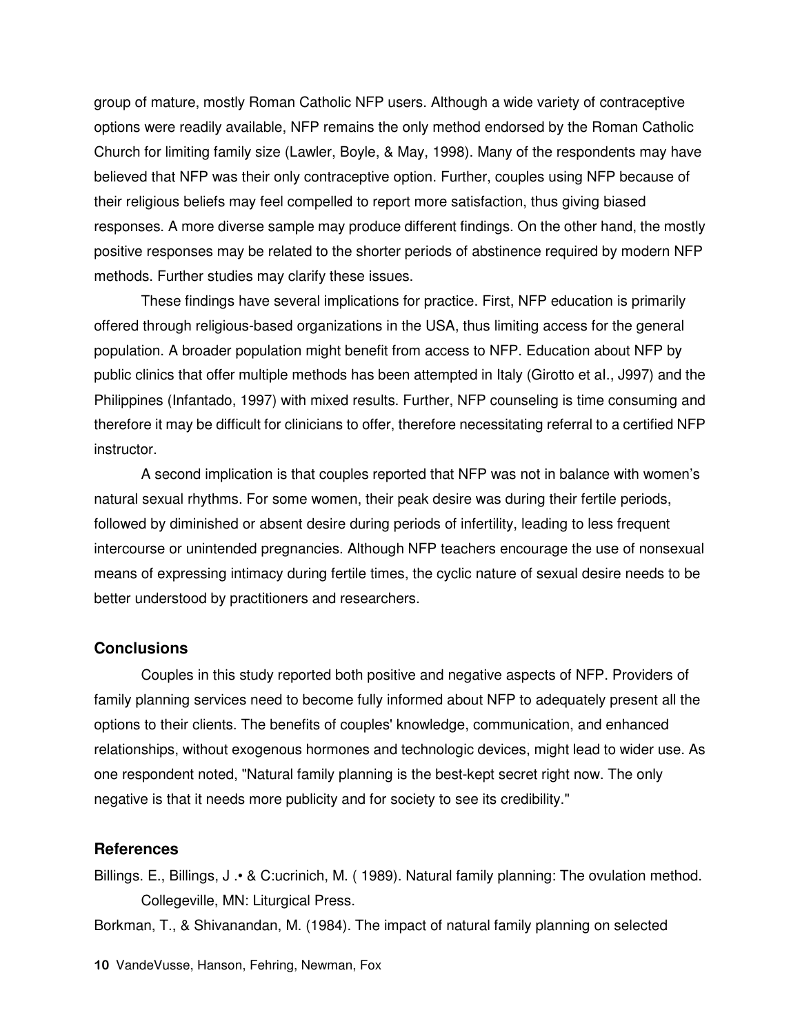group of mature, mostly Roman Catholic NFP users. Although a wide variety of contraceptive options were readily available, NFP remains the only method endorsed by the Roman Catholic Church for limiting family size (Lawler, Boyle, & May, 1998). Many of the respondents may have believed that NFP was their only contraceptive option. Further, couples using NFP because of their religious beliefs may feel compelled to report more satisfaction, thus giving biased responses. A more diverse sample may produce different findings. On the other hand, the mostly positive responses may be related to the shorter periods of abstinence required by modern NFP methods. Further studies may clarify these issues.

These findings have several implications for practice. First, NFP education is primarily offered through religious-based organizations in the USA, thus limiting access for the general population. A broader population might benefit from access to NFP. Education about NFP by public clinics that offer multiple methods has been attempted in Italy (Girotto et al., J997) and the Philippines (Infantado, 1997) with mixed results. Further, NFP counseling is time consuming and therefore it may be difficult for clinicians to offer, therefore necessitating referral to a certified NFP instructor.

A second implication is that couples reported that NFP was not in balance with women's natural sexual rhythms. For some women, their peak desire was during their fertile periods, followed by diminished or absent desire during periods of infertility, leading to less frequent intercourse or unintended pregnancies. Although NFP teachers encourage the use of nonsexual means of expressing intimacy during fertile times, the cyclic nature of sexual desire needs to be better understood by practitioners and researchers.

### Conclusions

Couples in this study reported both positive and negative aspects of NFP. Providers of family planning services need to become fully informed about NFP to adequately present all the options to their clients. The benefits of couples' knowledge, communication, and enhanced relationships, without exogenous hormones and technologic devices, might lead to wider use. As one respondent noted, "Natural family planning is the best-kept secret right now. The only negative is that it needs more publicity and for society to see its credibility."

### References

Billings. E., Billings, J .• & C:ucrinich, M. ( 1989). Natural family planning: The ovulation method. Collegeville, MN: Liturgical Press.

Borkman, T., & Shivanandan, M. (1984). The impact of natural family planning on selected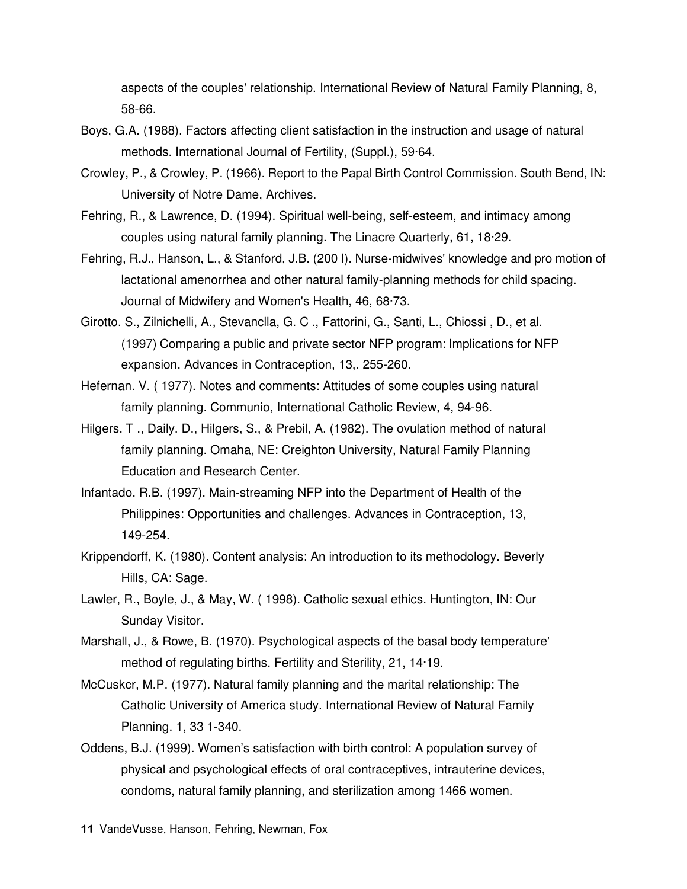aspects of the couples' relationship. International Review of Natural Family Planning, 8, 58-66.

Boys, G.A. (1988). Factors affecting client satisfaction in the instruction and usage of natural methods. International Journal of Fertility, (Suppl.), 59·64.

Crowley, P., & Crowley, P. (1966). Report to the Papal Birth Control Commission. South Bend, IN: University of Notre Dame, Archives.

Fehring, R., & Lawrence, D. (1994). Spiritual well-being, self-esteem, and intimacy among couples using natural family planning. The Linacre Quarterly, 61, 18·29.

Fehring, R.J., Hanson, L., & Stanford, J.B. (200 l). Nurse-midwives' knowledge and pro motion of lactational amenorrhea and other natural family-planning methods for child spacing. Journal of Midwifery and Women's Health, 46, 68·73.

Girotto. S., Zilnichelli, A., Stevanclla, G. C ., Fattorini, G., Santi, L., Chiossi , D., et al. (1997) Comparing a public and private sector NFP program: Implications for NFP expansion. Advances in Contraception, 13,. 255-260.

Hefernan. V. ( 1977). Notes and comments: Attitudes of some couples using natural family planning. Communio, International Catholic Review, 4, 94-96.

Hilgers. T ., Daily. D., Hilgers, S., & Prebil, A. (1982). The ovulation method of natural family planning. Omaha, NE: Creighton University, Natural Family Planning Education and Research Center.

Infantado. R.B. (1997). Main-streaming NFP into the Department of Health of the Philippines: Opportunities and challenges. Advances in Contraception, 13, 149-254.

Krippendorff, K. (1980). Content analysis: An introduction to its methodology. Beverly Hills, CA: Sage.

Lawler, R., Boyle, J., & May, W. ( 1998). Catholic sexual ethics. Huntington, IN: Our Sunday Visitor.

Marshall, J., & Rowe, B. (1970). Psychological aspects of the basal body temperature' method of regulating births. Fertility and Sterility, 21, 14·19.

McCuskcr, M.P. (1977). Natural family planning and the marital relationship: The Catholic University of America study. International Review of Natural Family Planning. 1, 33 1-340.

Oddens, B.J. (1999). Women’s satisfaction with birth control: A population survey of physical and psychological effects of oral contraceptives, intrauterine devices, condoms, natural family planning, and sterilization among 1466 women.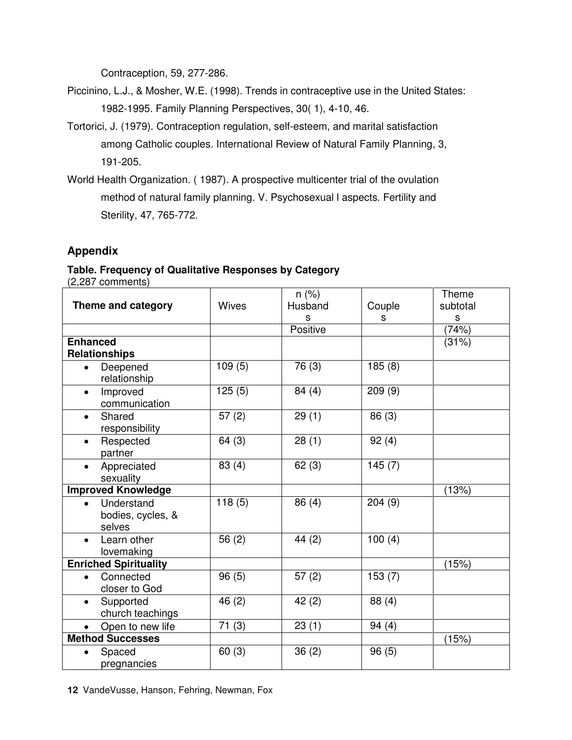Contraception, 59, 277-286.

Piccinino, L.J., & Mosher, W.E. (1998). Trends in contraceptive use in the United States: 1982-1995. Family Planning Perspectives, 30( 1), 4-10, 46.

Tortorici, J. (1979). Contraception regulation, self-esteem, and marital satisfaction among Catholic couples. International Review of Natural Family Planning, 3, 191-205.

World Health Organization. ( 1987). A prospective multicenter trial of the ovulation method of natural family planning. V. Psychosexual l aspects. Fertility and Sterility, 47, 765-772.

## Appendix

**Table. Frequency of Qualitative Responses by Category**
(2,287 comments)

| Theme and category | Wives | n (%) Husbands | Couples | Theme subtotals |
|---|---|---|---|---|
| | | Positive | | (74%) |
| **Enhanced Relationships** | | | | (31%) |
| • Deepened relationship | 109 (5) | 76 (3) | 185 (8) | |
| • Improved communication | 125 (5) | 84 (4) | 209 (9) | |
| • Shared responsibility | 57 (2) | 29 (1) | 86 (3) | |
| • Respected partner | 64 (3) | 28 (1) | 92 (4) | |
| • Appreciated sexuality | 83 (4) | 62 (3) | 145 (7) | |
| **Improved Knowledge** | | | | (13%) |
| • Understand bodies, cycles, & selves | 118 (5) | 86 (4) | 204 (9) | |
| • Learn other lovemaking | 56 (2) | 44 (2) | 100 (4) | |
| **Enriched Spirituality** | | | | (15%) |
| • Connected closer to God | 96 (5) | 57 (2) | 153 (7) | |
| • Supported church teachings | 46 (2) | 42 (2) | 88 (4) | |
| • Open to new life | 71 (3) | 23 (1) | 94 (4) | |
| **Method Successes** | | | | (15%) |
| • Spaced pregnancies | 60 (3) | 36 (2) | 96 (5) | |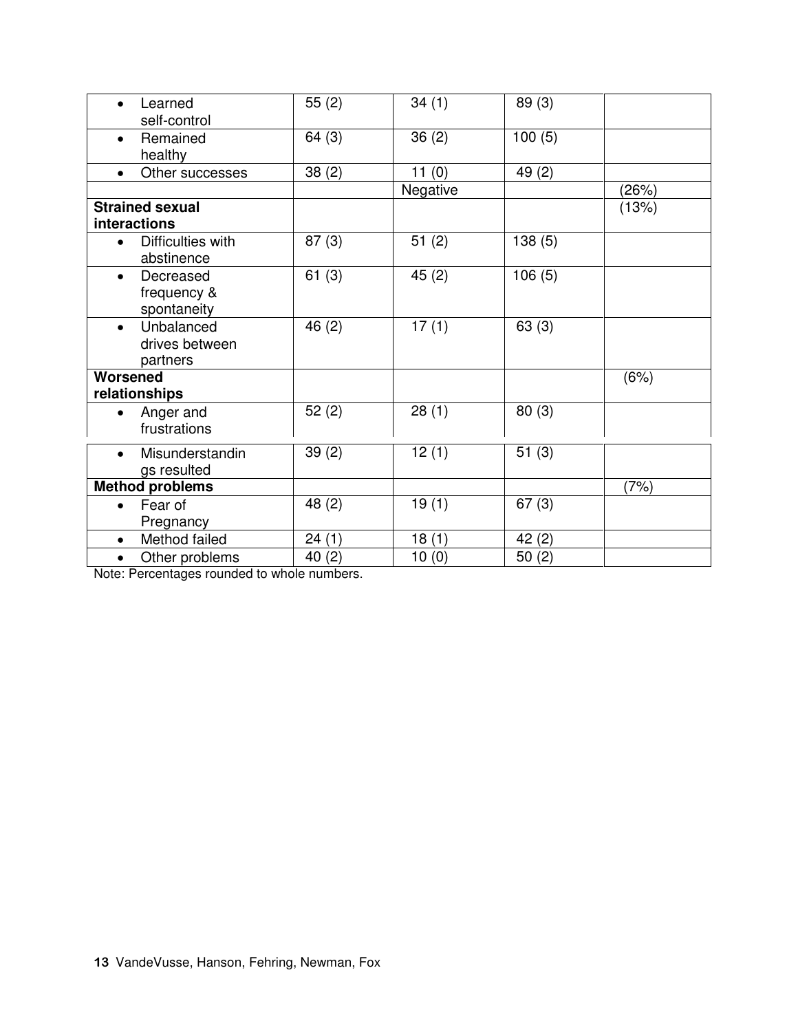| | | | | |
|---|---|---|---|---|
| • Learned self-control | 55 (2) | 34 (1) | 89 (3) | |
| • Remained healthy | 64 (3) | 36 (2) | 100 (5) | |
| • Other successes | 38 (2) | 11 (0) | 49 (2) | |
| | | Negative | | (26%) |
| **Strained sexual interactions** | | | | (13%) |
| • Difficulties with abstinence | 87 (3) | 51 (2) | 138 (5) | |
| • Decreased frequency & spontaneity | 61 (3) | 45 (2) | 106 (5) | |
| • Unbalanced drives between partners | 46 (2) | 17 (1) | 63 (3) | |
| **Worsened relationships** | | | | (6%) |
| • Anger and frustrations | 52 (2) | 28 (1) | 80 (3) | |
| • Misunderstandings resulted | 39 (2) | 12 (1) | 51 (3) | |
| **Method problems** | | | | (7%) |
| • Fear of Pregnancy | 48 (2) | 19 (1) | 67 (3) | |
| • Method failed | 24 (1) | 18 (1) | 42 (2) | |
| • Other problems | 40 (2) | 10 (0) | 50 (2) | |

Note: Percentages rounded to whole numbers.